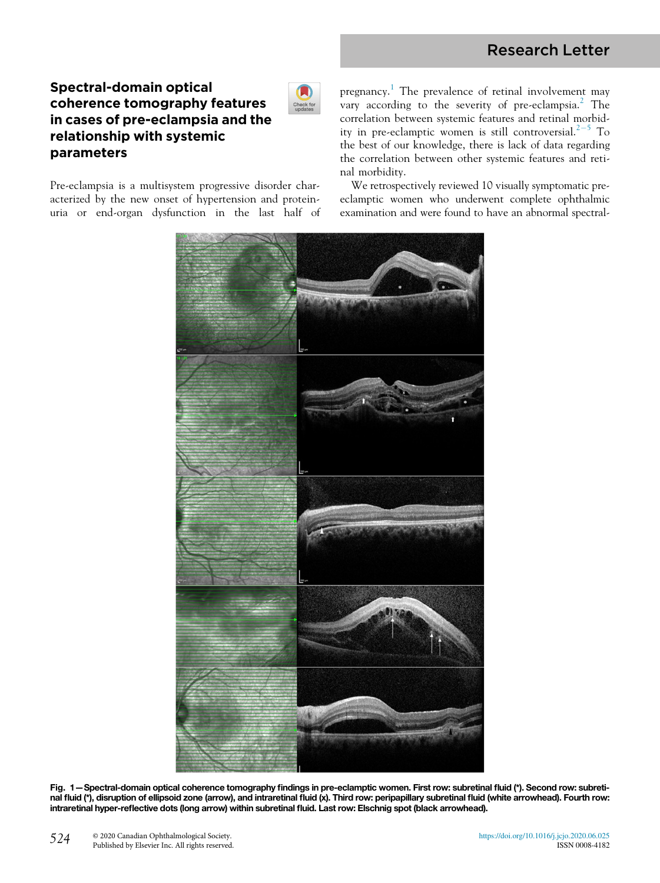# Spectral-domain optical coherence tomography features in cases of pre-eclampsia and the relationship with systemic parameters

Pre-eclampsia is a multisystem progressive disorder characterized by the new onset of hypertension and proteinuria or end-organ dysfunction in the last half of pregnancy.[1] The prevalence of retinal involvement may vary according to the severity of pre-eclampsia.[2] The correlation between systemic features and retinal morbidity in pre-eclamptic women is still controversial.[2–5] To the best of our knowledge, there is lack of data regarding the correlation between other systemic features and retinal morbidity.

We retrospectively reviewed 10 visually symptomatic pre-eclamptic women who underwent complete ophthalmic examination and were found to have an abnormal spectral-

**Fig. 1—Spectral-domain optical coherence tomography findings in pre-eclamptic women. First row: subretinal fluid (*). Second row: subretinal fluid (*), disruption of ellipsoid zone (arrow), and intraretinal fluid (x). Third row: peripapillary subretinal fluid (white arrowhead). Fourth row: intraretinal hyper-reflective dots (long arrow) within subretinal fluid. Last row: Elschnig spot (black arrowhead).**

© 2020 Canadian Ophthalmological Society.
Published by Elsevier Inc. All rights reserved.

https://doi.org/10.1016/j.jcjo.2020.06.025
ISSN 0008-4182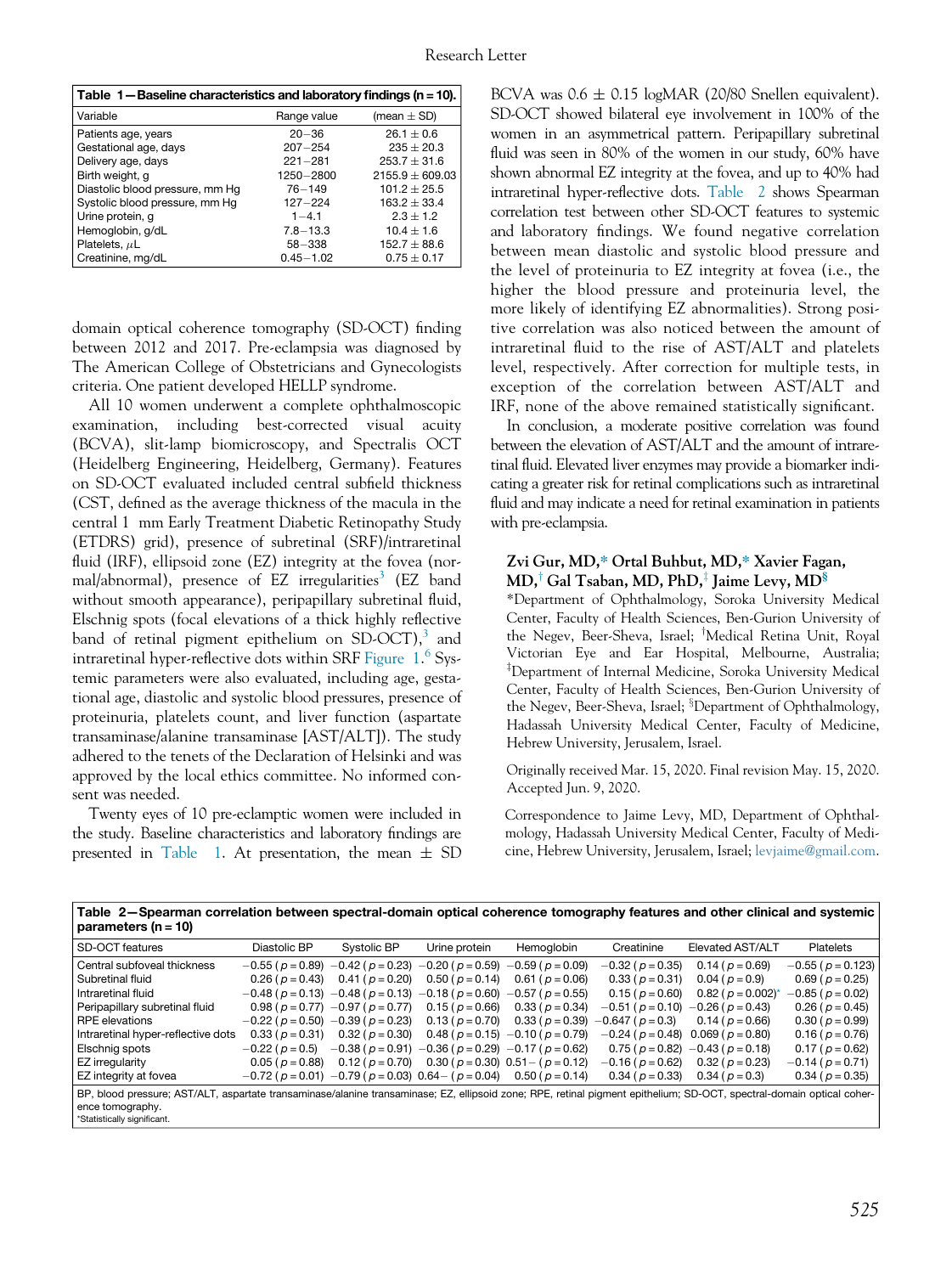**Table 1—Baseline characteristics and laboratory findings (n = 10).**

| Variable | Range value | (mean ± SD) |
|---|---|---|
| Patients age, years | 20−36 | 26.1 ± 0.6 |
| Gestational age, days | 207−254 | 235 ± 20.3 |
| Delivery age, days | 221−281 | 253.7 ± 31.6 |
| Birth weight, g | 1250−2800 | 2155.9 ± 609.03 |
| Diastolic blood pressure, mm Hg | 76−149 | 101.2 ± 25.5 |
| Systolic blood pressure, mm Hg | 127−224 | 163.2 ± 33.4 |
| Urine protein, g | 1−4.1 | 2.3 ± 1.2 |
| Hemoglobin, g/dL | 7.8−13.3 | 10.4 ± 1.6 |
| Platelets, $\mu$L | 58−338 | 152.7 ± 88.6 |
| Creatinine, mg/dL | 0.45−1.02 | 0.75 ± 0.17 |

domain optical coherence tomography (SD-OCT) finding between 2012 and 2017. Pre-eclampsia was diagnosed by The American College of Obstetricians and Gynecologists criteria. One patient developed HELLP syndrome.

All 10 women underwent a complete ophthalmoscopic examination, including best-corrected visual acuity (BCVA), slit-lamp biomicroscopy, and Spectralis OCT (Heidelberg Engineering, Heidelberg, Germany). Features on SD-OCT evaluated included central subfield thickness (CST, defined as the average thickness of the macula in the central 1 mm Early Treatment Diabetic Retinopathy Study (ETDRS) grid), presence of subretinal (SRF)/intraretinal fluid (IRF), ellipsoid zone (EZ) integrity at the fovea (normal/abnormal), presence of EZ irregularities[3] (EZ band without smooth appearance), peripapillary subretinal fluid, Elschnig spots (focal elevations of a thick highly reflective band of retinal pigment epithelium on SD-OCT),[3] and intraretinal hyper-reflective dots within SRF Figure 1.[6] Systemic parameters were also evaluated, including age, gestational age, diastolic and systolic blood pressures, presence of proteinuria, platelets count, and liver function (aspartate transaminase/alanine transaminase [AST/ALT]). The study adhered to the tenets of the Declaration of Helsinki and was approved by the local ethics committee. No informed consent was needed.

Twenty eyes of 10 pre-eclamptic women were included in the study. Baseline characteristics and laboratory findings are presented in Table 1. At presentation, the mean ± SD BCVA was 0.6 ± 0.15 logMAR (20/80 Snellen equivalent). SD-OCT showed bilateral eye involvement in 100% of the women in an asymmetrical pattern. Peripapillary subretinal fluid was seen in 80% of the women in our study, 60% have shown abnormal EZ integrity at the fovea, and up to 40% had intraretinal hyper-reflective dots. Table 2 shows Spearman correlation test between other SD-OCT features to systemic and laboratory findings. We found negative correlation between mean diastolic and systolic blood pressure and the level of proteinuria to EZ integrity at fovea (i.e., the higher the blood pressure and proteinuria level, the more likely of identifying EZ abnormalities). Strong positive correlation was also noticed between the amount of intraretinal fluid to the rise of AST/ALT and platelets level, respectively. After correction for multiple tests, in exception of the correlation between AST/ALT and IRF, none of the above remained statistically significant.

In conclusion, a moderate positive correlation was found between the elevation of AST/ALT and the amount of intraretinal fluid. Elevated liver enzymes may provide a biomarker indicating a greater risk for retinal complications such as intraretinal fluid and may indicate a need for retinal examination in patients with pre-eclampsia.

**Zvi Gur, MD,* Ortal Buhbut, MD,* Xavier Fagan, MD,† Gal Tsaban, MD, PhD,‡ Jaime Levy, MD§**

*Department of Ophthalmology, Soroka University Medical Center, Faculty of Health Sciences, Ben-Gurion University of the Negev, Beer-Sheva, Israel; †Medical Retina Unit, Royal Victorian Eye and Ear Hospital, Melbourne, Australia; ‡Department of Internal Medicine, Soroka University Medical Center, Faculty of Health Sciences, Ben-Gurion University of the Negev, Beer-Sheva, Israel; §Department of Ophthalmology, Hadassah University Medical Center, Faculty of Medicine, Hebrew University, Jerusalem, Israel.

Originally received Mar. 15, 2020. Final revision May. 15, 2020. Accepted Jun. 9, 2020.

Correspondence to Jaime Levy, MD, Department of Ophthalmology, Hadassah University Medical Center, Faculty of Medicine, Hebrew University, Jerusalem, Israel; levjaime@gmail.com.

**Table 2—Spearman correlation between spectral-domain optical coherence tomography features and other clinical and systemic parameters (n = 10)**

| SD-OCT features | Diastolic BP | Systolic BP | Urine protein | Hemoglobin | Creatinine | Elevated AST/ALT | Platelets |
|---|---|---|---|---|---|---|---|
| Central subfoveal thickness | −0.55 ($p$ = 0.89) | −0.42 ($p$ = 0.23) | −0.20 ($p$ = 0.59) | −0.59 ($p$ = 0.09) | −0.32 ($p$ = 0.35) | 0.14 ($p$ = 0.69) | −0.55 ($p$ = 0.123) |
| Subretinal fluid | 0.26 ($p$ = 0.43) | 0.41 ($p$ = 0.20) | 0.50 ($p$ = 0.14) | 0.61 ($p$ = 0.06) | 0.33 ($p$ = 0.31) | 0.04 ($p$ = 0.9) | 0.69 ($p$ = 0.25) |
| Intraretinal fluid | −0.48 ($p$ = 0.13) | −0.48 ($p$ = 0.13) | −0.18 ($p$ = 0.60) | −0.57 ($p$ = 0.55) | 0.15 ($p$ = 0.60) | 0.82 ($p$ = 0.002)* | −0.85 ($p$ = 0.02) |
| Peripapillary subretinal fluid | 0.98 ($p$ = 0.77) | −0.97 ($p$ = 0.77) | 0.15 ($p$ = 0.66) | 0.33 ($p$ = 0.34) | −0.51 ($p$ = 0.10) | −0.26 ($p$ = 0.43) | 0.26 ($p$ = 0.45) |
| RPE elevations | −0.22 ($p$ = 0.50) | −0.39 ($p$ = 0.23) | 0.13 ($p$ = 0.70) | 0.33 ($p$ = 0.39) | −0.647 ($p$ = 0.3) | 0.14 ($p$ = 0.66) | 0.30 ($p$ = 0.99) |
| Intraretinal hyper-reflective dots | 0.33 ($p$ = 0.31) | 0.32 ($p$ = 0.30) | 0.48 ($p$ = 0.15) | −0.10 ($p$ = 0.79) | −0.24 ($p$ = 0.48) | 0.069 ($p$ = 0.80) | 0.16 ($p$ = 0.76) |
| Elschnig spots | −0.22 ($p$ = 0.5) | −0.38 ($p$ = 0.91) | −0.36 ($p$ = 0.29) | −0.17 ($p$ = 0.62) | 0.75 ($p$ = 0.82) | −0.43 ($p$ = 0.18) | 0.17 ($p$ = 0.62) |
| EZ irregularity | 0.05 ($p$ = 0.88) | 0.12 ($p$ = 0.70) | 0.30 ($p$ = 0.30) | 0.51− ($p$ = 0.12) | −0.16 ($p$ = 0.62) | 0.32 ($p$ = 0.23) | −0.14 ($p$ = 0.71) |
| EZ integrity at fovea | −0.72 ($p$ = 0.01) | −0.79 ($p$ = 0.03) | 0.64− ($p$ = 0.04) | 0.50 ($p$ = 0.14) | 0.34 ($p$ = 0.33) | 0.34 ($p$ = 0.3) | 0.34 ($p$ = 0.35) |

BP, blood pressure; AST/ALT, aspartate transaminase/alanine transaminase; EZ, ellipsoid zone; RPE, retinal pigment epithelium; SD-OCT, spectral-domain optical coherence tomography.
*Statistically significant.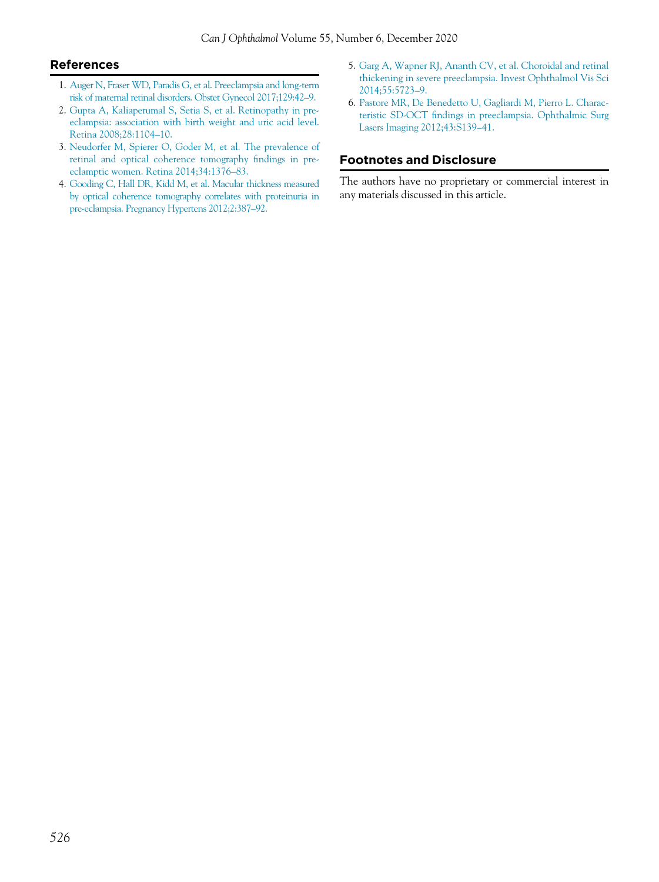## References

1. Auger N, Fraser WD, Paradis G, et al. Preeclampsia and long-term risk of maternal retinal disorders. Obstet Gynecol 2017;129:42–9.
2. Gupta A, Kaliaperumal S, Setia S, et al. Retinopathy in preeclampsia: association with birth weight and uric acid level. Retina 2008;28:1104–10.
3. Neudorfer M, Spierer O, Goder M, et al. The prevalence of retinal and optical coherence tomography findings in preeclamptic women. Retina 2014;34:1376–83.
4. Gooding C, Hall DR, Kidd M, et al. Macular thickness measured by optical coherence tomography correlates with proteinuria in pre-eclampsia. Pregnancy Hypertens 2012;2:387–92.
5. Garg A, Wapner RJ, Ananth CV, et al. Choroidal and retinal thickening in severe preeclampsia. Invest Ophthalmol Vis Sci 2014;55:5723–9.
6. Pastore MR, De Benedetto U, Gagliardi M, Pierro L. Characteristic SD-OCT findings in preeclampsia. Ophthalmic Surg Lasers Imaging 2012;43:S139–41.

## Footnotes and Disclosure

The authors have no proprietary or commercial interest in any materials discussed in this article.